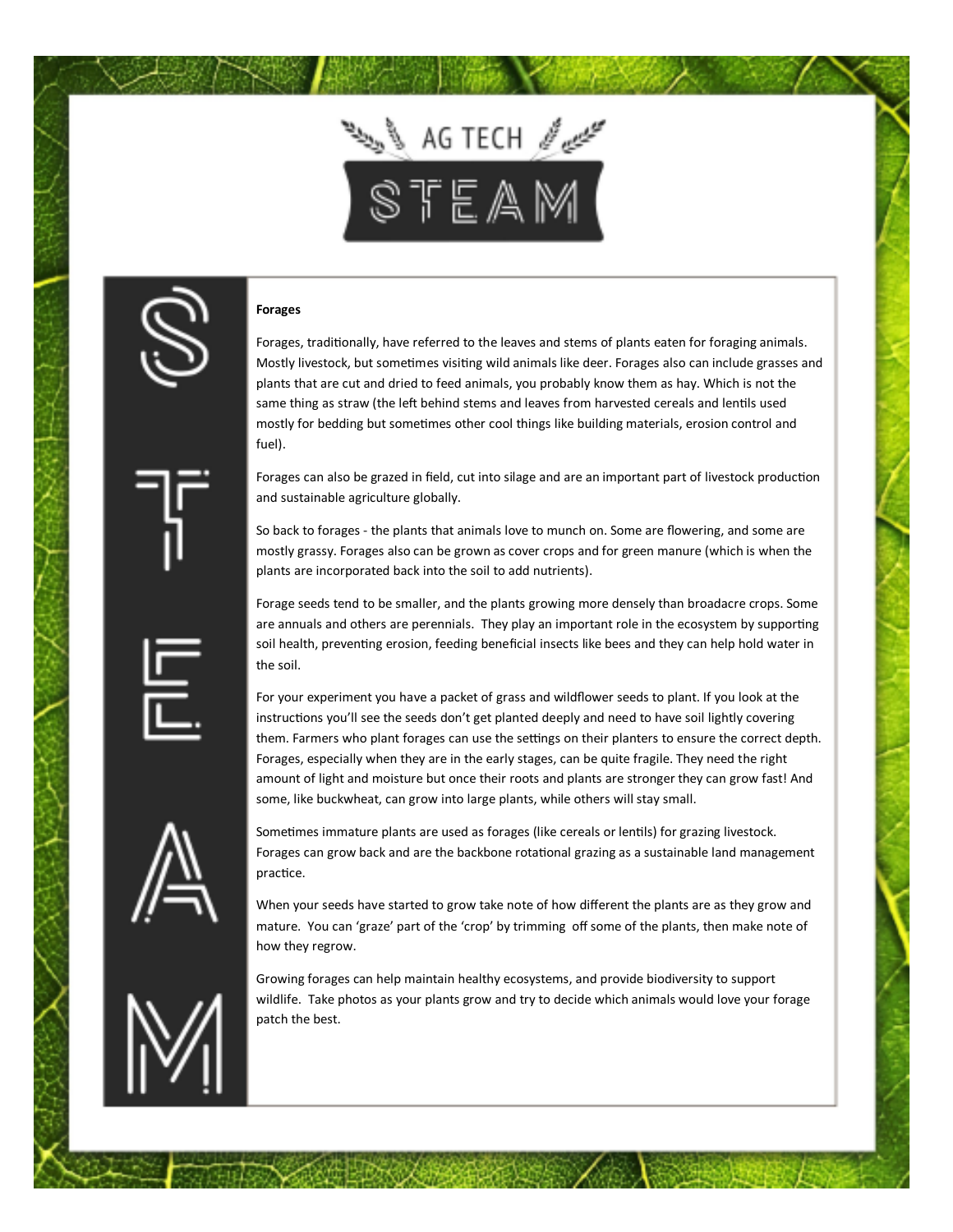# AG TECH STEAM

**Forages**

Forages, traditionally, have referred to the leaves and stems of plants eaten for foraging animals. Mostly livestock, but sometimes visiting wild animals like deer. Forages also can include grasses and plants that are cut and dried to feed animals, you probably know them as hay. Which is not the same thing as straw (the left behind stems and leaves from harvested cereals and lentils used mostly for bedding but sometimes other cool things like building materials, erosion control and fuel).

Forages can also be grazed in field, cut into silage and are an important part of livestock production and sustainable agriculture globally.

So back to forages - the plants that animals love to munch on. Some are flowering, and some are mostly grassy. Forages also can be grown as cover crops and for green manure (which is when the plants are incorporated back into the soil to add nutrients).

Forage seeds tend to be smaller, and the plants growing more densely than broadacre crops. Some are annuals and others are perennials. They play an important role in the ecosystem by supporting soil health, preventing erosion, feeding beneficial insects like bees and they can help hold water in the soil.

For your experiment you have a packet of grass and wildflower seeds to plant. If you look at the instructions you'll see the seeds don't get planted deeply and need to have soil lightly covering them. Farmers who plant forages can use the settings on their planters to ensure the correct depth. Forages, especially when they are in the early stages, can be quite fragile. They need the right amount of light and moisture but once their roots and plants are stronger they can grow fast! And some, like buckwheat, can grow into large plants, while others will stay small.

Sometimes immature plants are used as forages (like cereals or lentils) for grazing livestock. Forages can grow back and are the backbone rotational grazing as a sustainable land management practice.

When your seeds have started to grow take note of how different the plants are as they grow and mature. You can 'graze' part of the 'crop' by trimming off some of the plants, then make note of how they regrow.

Growing forages can help maintain healthy ecosystems, and provide biodiversity to support wildlife. Take photos as your plants grow and try to decide which animals would love your forage patch the best.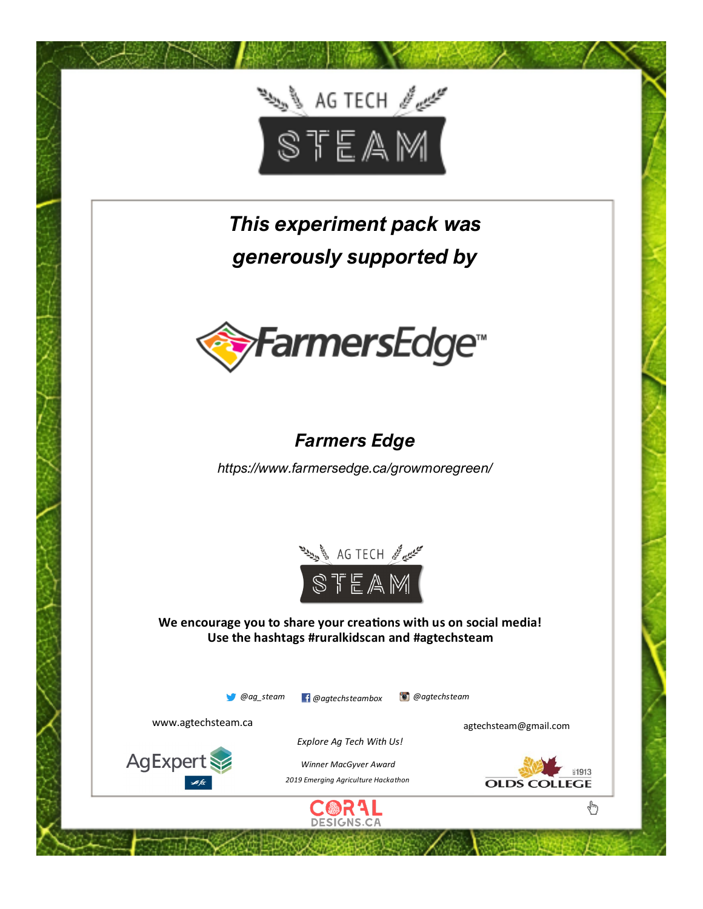AG TECH

STEAM

***This experiment pack was generously supported by***

FarmersEdge™

***Farmers Edge***

*https://www.farmersedge.ca/growmoregreen/*

AG TECH

STEAM

**We encourage you to share your creations with us on social media!**
**Use the hashtags #ruralkidscan and #agtechsteam**

*@ag_steam* *@agtechsteambox* *@agtechsteam*

www.agtechsteam.ca

agtechsteam@gmail.com

*Explore Ag Tech With Us!*

*Winner MacGyver Award*

*2019 Emerging Agriculture Hackathon*

AgExpert

fcc

1913 OLDS COLLEGE

CORAL DESIGNS.CA